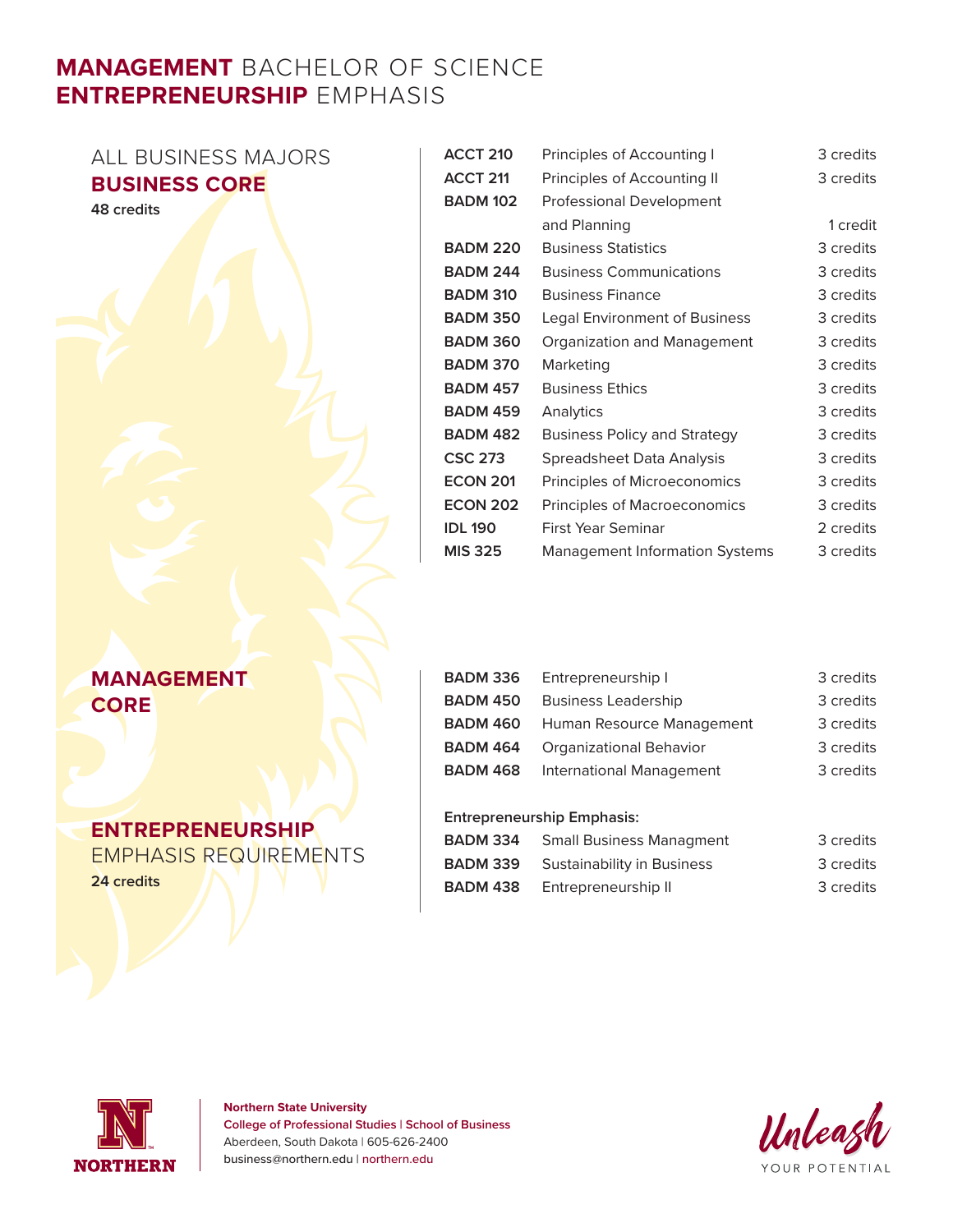# **MANAGEMENT** BACHELOR OF SCIENCE
# **ENTREPRENEURSHIP** EMPHASIS

## ALL BUSINESS MAJORS **BUSINESS CORE**

**48 credits**

| | | |
|---|---|---|
| **ACCT 210** | Principles of Accounting I | 3 credits |
| **ACCT 211** | Principles of Accounting II | 3 credits |
| **BADM 102** | Professional Development and Planning | 1 credit |
| **BADM 220** | Business Statistics | 3 credits |
| **BADM 244** | Business Communications | 3 credits |
| **BADM 310** | Business Finance | 3 credits |
| **BADM 350** | Legal Environment of Business | 3 credits |
| **BADM 360** | Organization and Management | 3 credits |
| **BADM 370** | Marketing | 3 credits |
| **BADM 457** | Business Ethics | 3 credits |
| **BADM 459** | Analytics | 3 credits |
| **BADM 482** | Business Policy and Strategy | 3 credits |
| **CSC 273** | Spreadsheet Data Analysis | 3 credits |
| **ECON 201** | Principles of Microeconomics | 3 credits |
| **ECON 202** | Principles of Macroeconomics | 3 credits |
| **IDL 190** | First Year Seminar | 2 credits |
| **MIS 325** | Management Information Systems | 3 credits |

## **MANAGEMENT CORE**

| | | |
|---|---|---|
| **BADM 336** | Entrepreneurship I | 3 credits |
| **BADM 450** | Business Leadership | 3 credits |
| **BADM 460** | Human Resource Management | 3 credits |
| **BADM 464** | Organizational Behavior | 3 credits |
| **BADM 468** | International Management | 3 credits |

## **ENTREPRENEURSHIP** EMPHASIS REQUIREMENTS

**24 credits**

**Entrepreneurship Emphasis:**

| | | |
|---|---|---|
| **BADM 334** | Small Business Managment | 3 credits |
| **BADM 339** | Sustainability in Business | 3 credits |
| **BADM 438** | Entrepreneurship II | 3 credits |

**Northern State University**
**College of Professional Studies | School of Business**
Aberdeen, South Dakota | 605-626-2400
business@northern.edu | northern.edu

*Unleash* YOUR POTENTIAL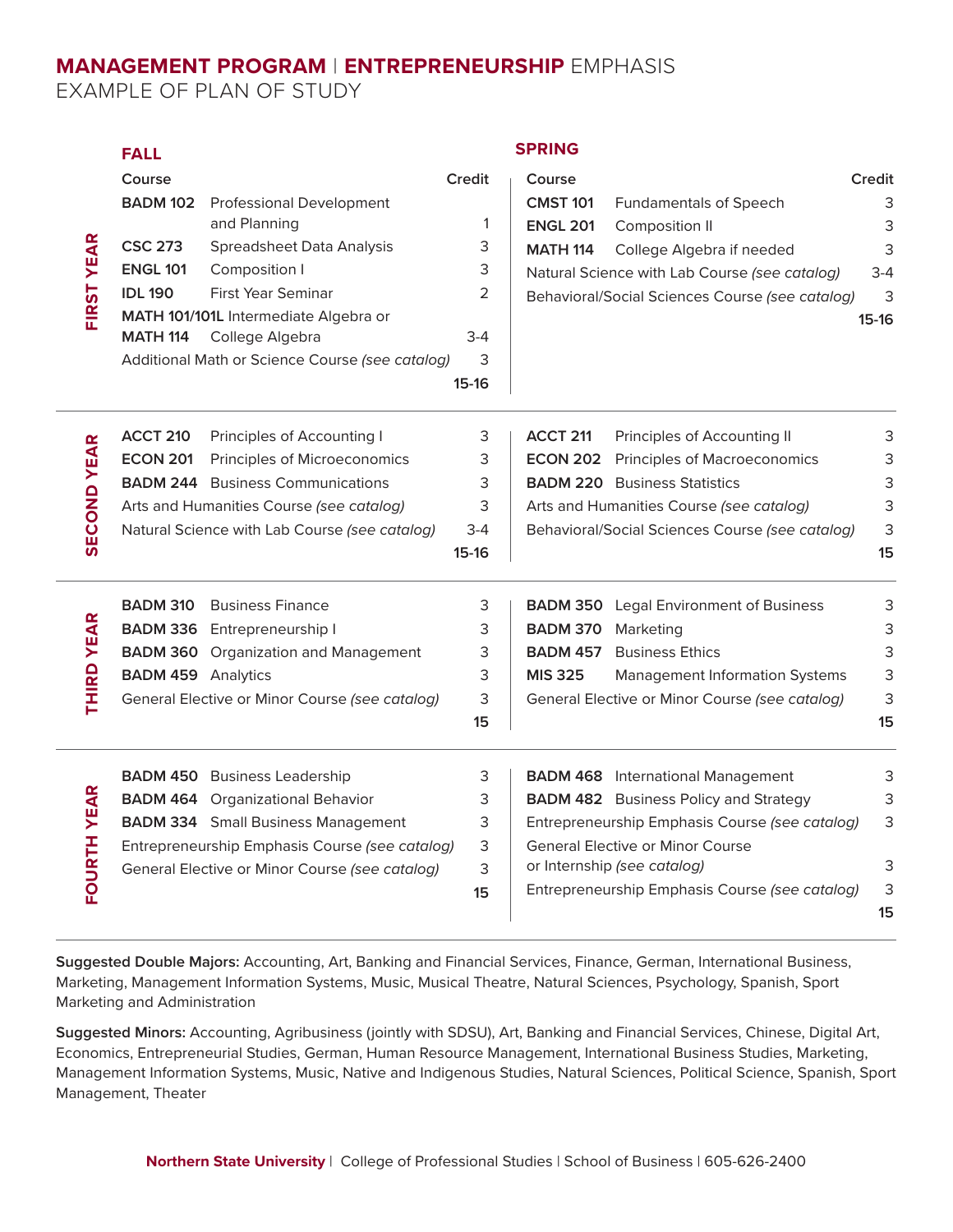# **MANAGEMENT PROGRAM** | **ENTREPRENEURSHIP** EMPHASIS

EXAMPLE OF PLAN OF STUDY

## FIRST YEAR

| FALL Course | | Credit | SPRING Course | | Credit |
|---|---|---|---|---|---|
| **BADM 102** | Professional Development and Planning | 1 | **CMST 101** | Fundamentals of Speech | 3 |
| **CSC 273** | Spreadsheet Data Analysis | 3 | **ENGL 201** | Composition II | 3 |
| **ENGL 101** | Composition I | 3 | **MATH 114** | College Algebra if needed | 3 |
| **IDL 190** | First Year Seminar | 2 | Natural Science with Lab Course *(see catalog)* | | 3-4 |
| **MATH 101/101L** Intermediate Algebra or **MATH 114** | College Algebra | 3-4 | Behavioral/Social Sciences Course *(see catalog)* | | 3 |
| Additional Math or Science Course *(see catalog)* | | 3 | | | |
| | | **15-16** | | | **15-16** |

## SECOND YEAR

| FALL Course | | Credit | SPRING Course | | Credit |
|---|---|---|---|---|---|
| **ACCT 210** | Principles of Accounting I | 3 | **ACCT 211** | Principles of Accounting II | 3 |
| **ECON 201** | Principles of Microeconomics | 3 | **ECON 202** | Principles of Macroeconomics | 3 |
| **BADM 244** | Business Communications | 3 | **BADM 220** | Business Statistics | 3 |
| Arts and Humanities Course *(see catalog)* | | 3 | Arts and Humanities Course *(see catalog)* | | 3 |
| Natural Science with Lab Course *(see catalog)* | | 3-4 | Behavioral/Social Sciences Course *(see catalog)* | | 3 |
| | | **15-16** | | | **15** |

## THIRD YEAR

| FALL Course | | Credit | SPRING Course | | Credit |
|---|---|---|---|---|---|
| **BADM 310** | Business Finance | 3 | **BADM 350** | Legal Environment of Business | 3 |
| **BADM 336** | Entrepreneurship I | 3 | **BADM 370** | Marketing | 3 |
| **BADM 360** | Organization and Management | 3 | **BADM 457** | Business Ethics | 3 |
| **BADM 459** | Analytics | 3 | **MIS 325** | Management Information Systems | 3 |
| General Elective or Minor Course *(see catalog)* | | 3 | General Elective or Minor Course *(see catalog)* | | 3 |
| | | **15** | | | **15** |

## FOURTH YEAR

| FALL Course | | Credit | SPRING Course | | Credit |
|---|---|---|---|---|---|
| **BADM 450** | Business Leadership | 3 | **BADM 468** | International Management | 3 |
| **BADM 464** | Organizational Behavior | 3 | **BADM 482** | Business Policy and Strategy | 3 |
| **BADM 334** | Small Business Management | 3 | Entrepreneurship Emphasis Course *(see catalog)* | | 3 |
| Entrepreneurship Emphasis Course *(see catalog)* | | 3 | General Elective or Minor Course or Internship *(see catalog)* | | 3 |
| General Elective or Minor Course *(see catalog)* | | 3 | Entrepreneurship Emphasis Course *(see catalog)* | | 3 |
| | | **15** | | | **15** |

**Suggested Double Majors:** Accounting, Art, Banking and Financial Services, Finance, German, International Business, Marketing, Management Information Systems, Music, Musical Theatre, Natural Sciences, Psychology, Spanish, Sport Marketing and Administration

**Suggested Minors:** Accounting, Agribusiness (jointly with SDSU), Art, Banking and Financial Services, Chinese, Digital Art, Economics, Entrepreneurial Studies, German, Human Resource Management, International Business Studies, Marketing, Management Information Systems, Music, Native and Indigenous Studies, Natural Sciences, Political Science, Spanish, Sport Management, Theater

**Northern State University** | College of Professional Studies | School of Business | 605-626-2400